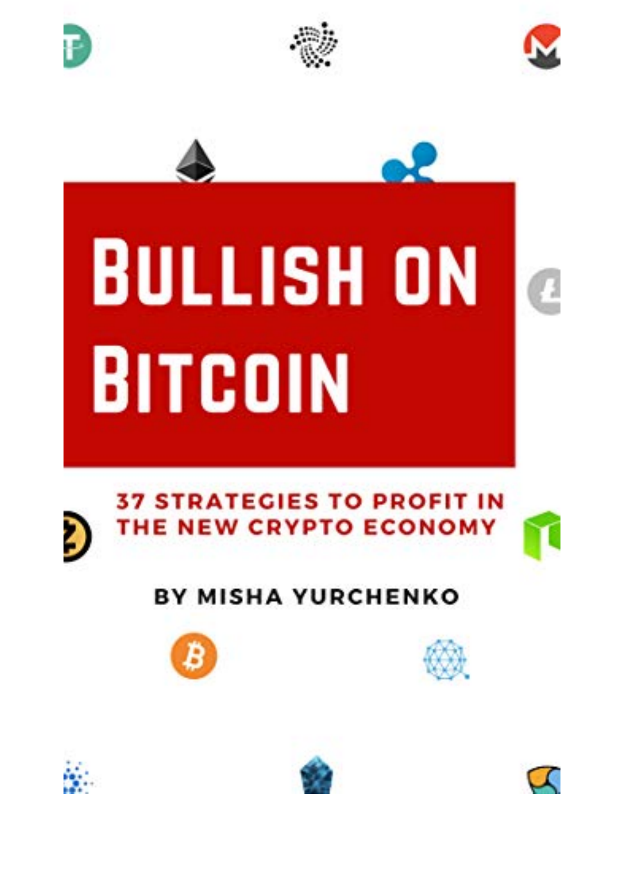# Bullish on Bitcoin

## 37 Strategies to Profit in the New Crypto Economy

**By Misha Yurchenko**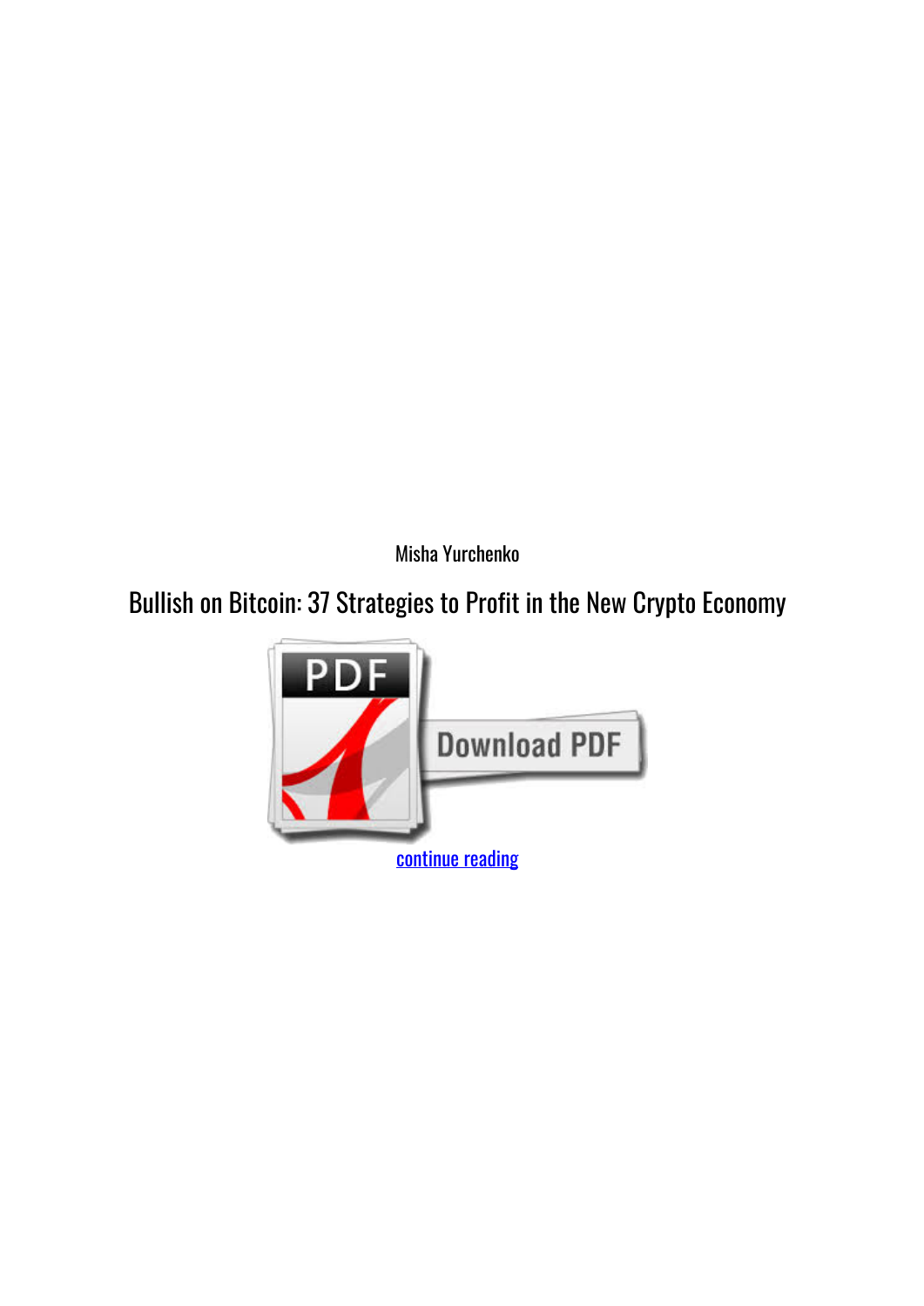Misha Yurchenko

Bullish on Bitcoin: 37 Strategies to Profit in the New Crypto Economy

continue reading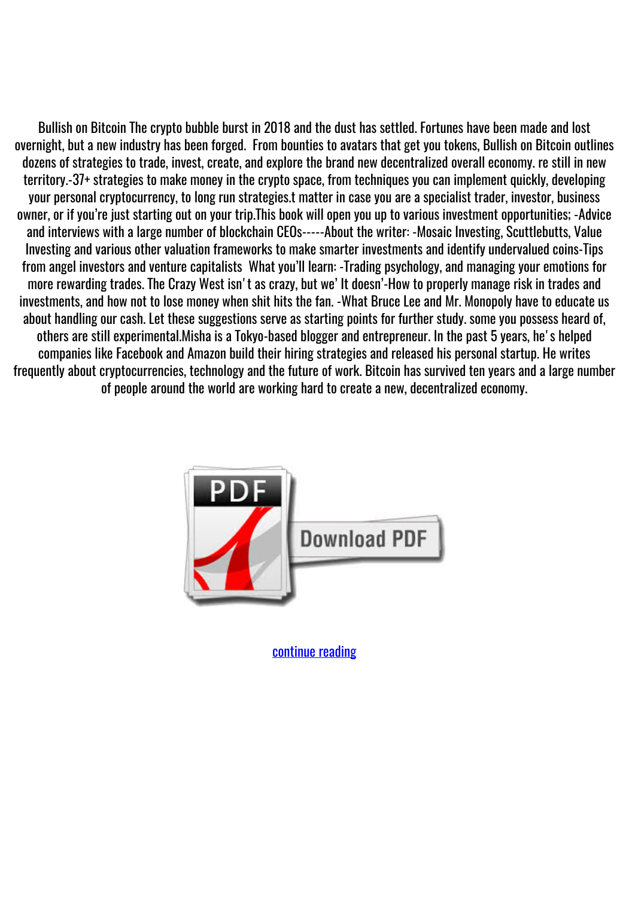Bullish on Bitcoin The crypto bubble burst in 2018 and the dust has settled. Fortunes have been made and lost overnight, but a new industry has been forged. From bounties to avatars that get you tokens, Bullish on Bitcoin outlines dozens of strategies to trade, invest, create, and explore the brand new decentralized overall economy. re still in new territory.-37+ strategies to make money in the crypto space, from techniques you can implement quickly, developing your personal cryptocurrency, to long run strategies.t matter in case you are a specialist trader, investor, business owner, or if you're just starting out on your trip.This book will open you up to various investment opportunities; -Advice and interviews with a large number of blockchain CEOs-----About the writer: -Mosaic Investing, Scuttlebutts, Value Investing and various other valuation frameworks to make smarter investments and identify undervalued coins-Tips from angel investors and venture capitalists What you'll learn: -Trading psychology, and managing your emotions for more rewarding trades. The Crazy West isn' t as crazy, but we' It doesn'-How to properly manage risk in trades and investments, and how not to lose money when shit hits the fan. -What Bruce Lee and Mr. Monopoly have to educate us about handling our cash. Let these suggestions serve as starting points for further study. some you possess heard of, others are still experimental.Misha is a Tokyo-based blogger and entrepreneur. In the past 5 years, he' s helped companies like Facebook and Amazon build their hiring strategies and released his personal startup. He writes frequently about cryptocurrencies, technology and the future of work. Bitcoin has survived ten years and a large number of people around the world are working hard to create a new, decentralized economy.

continue reading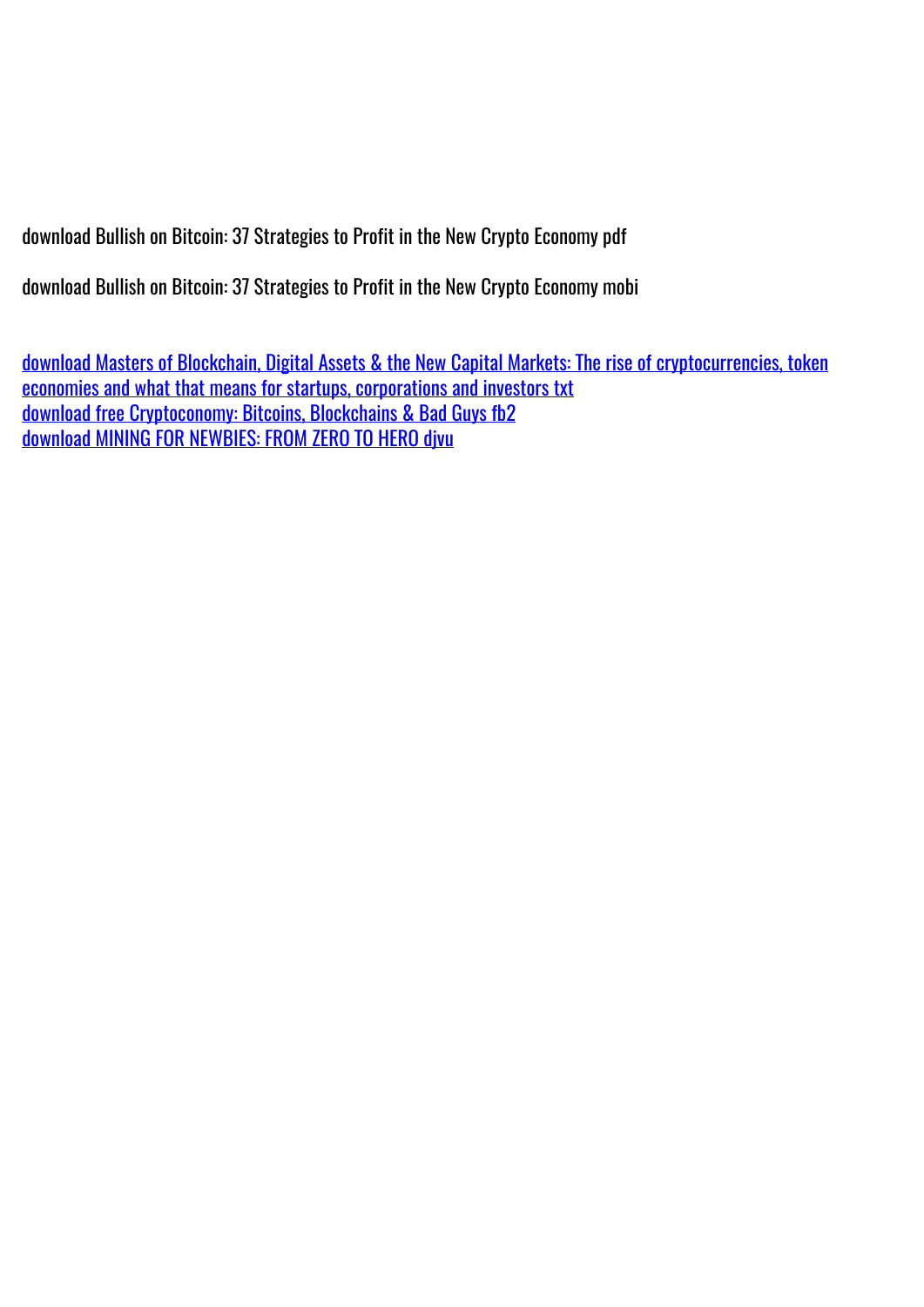download Bullish on Bitcoin: 37 Strategies to Profit in the New Crypto Economy pdf

download Bullish on Bitcoin: 37 Strategies to Profit in the New Crypto Economy mobi

download Masters of Blockchain, Digital Assets & the New Capital Markets: The rise of cryptocurrencies, token economies and what that means for startups, corporations and investors txt
download free Cryptoconomy: Bitcoins, Blockchains & Bad Guys fb2
download MINING FOR NEWBIES: FROM ZERO TO HERO djvu